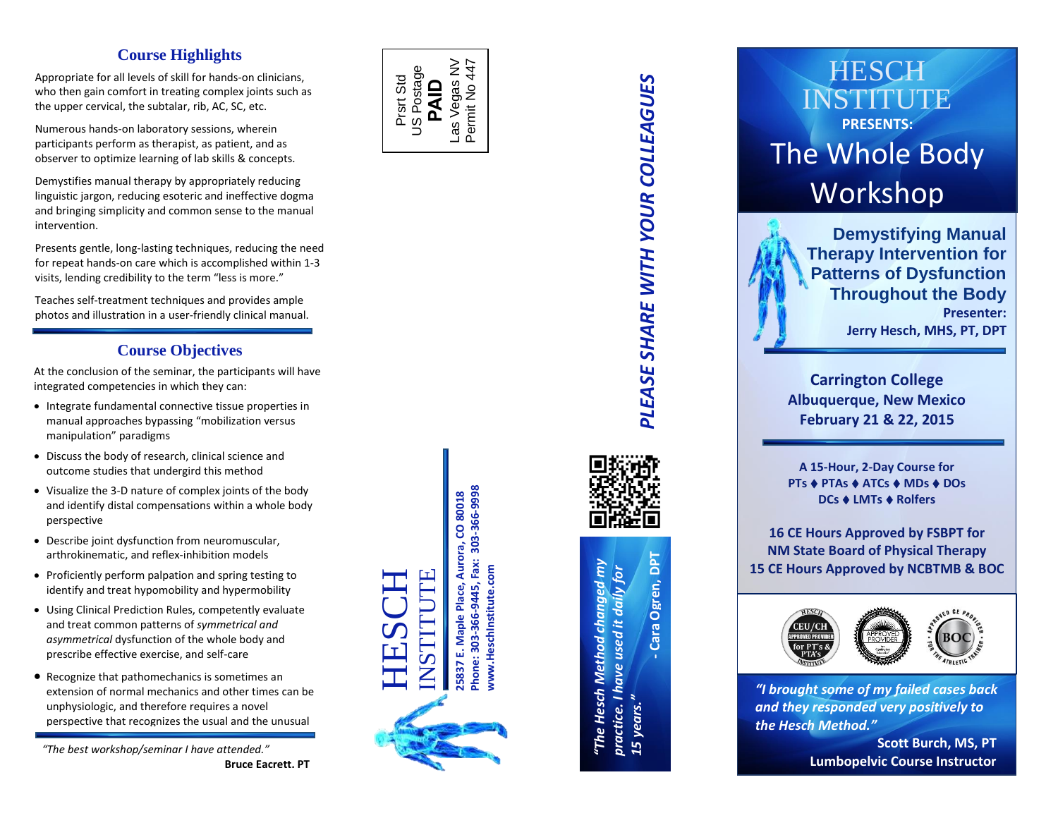## Course Highlights

Appropriate for all levels of skill for hands-on clinicians, who then gain comfort in treating complex joints such as the upper cervical, the subtalar, rib, AC, SC, etc.

Numerous hands-on laboratory sessions, wherein participants perform as therapist, as patient, and as observer to optimize learning of lab skills & concepts.

Demystifies manual therapy by appropriately reducing linguistic jargon, reducing esoteric and ineffective dogma and bringing simplicity and common sense to the manual intervention.

Presents gentle, long-lasting techniques, reducing the need for repeat hands-on care which is accomplished within 1-3 visits, lending credibility to the term "less is more."

Teaches self-treatment techniques and provides ample photos and illustration in a user-friendly clinical manual.

## Course Objectives

At the conclusion of the seminar, the participants will have integrated competencies in which they can:

- Integrate fundamental connective tissue properties in manual approaches bypassing "mobilization versus manipulation" paradigms
- Discuss the body of research, clinical science and outcome studies that undergird this method
- Visualize the 3-D nature of complex joints of the body and identify distal compensations within a whole body perspective
- Describe joint dysfunction from neuromuscular, arthrokinematic, and reflex-inhibition models
- Proficiently perform palpation and spring testing to identify and treat hypomobility and hypermobility
- Using Clinical Prediction Rules, competently evaluate and treat common patterns of *symmetrical and asymmetrical* dysfunction of the whole body and prescribe effective exercise, and self-care
- Recognize that pathomechanics is sometimes an extension of normal mechanics and other times can be unphysiologic, and therefore requires a novel perspective that recognizes the usual and the unusual

*"The best workshop/seminar I have attended."*
**Bruce Eacrett. PT**

Prsrt Std
US Postage
**PAID**
Las Vegas NV
Permit No 447

HESCH INSTITUTE

**25837 E. Maple Place, Aurora, CO 80018**
**Phone: 303-366-9445, Fax: 303-366-9998**
**www.HeschInstitute.com**

***PLEASE SHARE WITH YOUR COLLEAGUES***

***"The Hesch Method changed my practice. I have used it daily for 15 years."***
***- Cara Ogren, DPT***

# HESCH INSTITUTE

**PRESENTS:**

# The Whole Body Workshop

## Demystifying Manual Therapy Intervention for Patterns of Dysfunction Throughout the Body

**Presenter:**
**Jerry Hesch, MHS, PT, DPT**

**Carrington College**
**Albuquerque, New Mexico**
**February 21 & 22, 2015**

**A 15-Hour, 2-Day Course for**
**PTs ♦ PTAs ♦ ATCs ♦ MDs ♦ DOs**
**DCs ♦ LMTs ♦ Rolfers**

**16 CE Hours Approved by FSBPT for NM State Board of Physical Therapy**
**15 CE Hours Approved by NCBTMB & BOC**

HESCH CEU/CH APPROVED PROVIDER for PT's & PTA's INSTITUTE

APPROVED PROVIDER

APPROVED CE PROVIDER BOC FOR THE ATHLETIC TRAINER

***"I brought some of my failed cases back and they responded very positively to the Hesch Method."***
**Scott Burch, MS, PT**
**Lumbopelvic Course Instructor**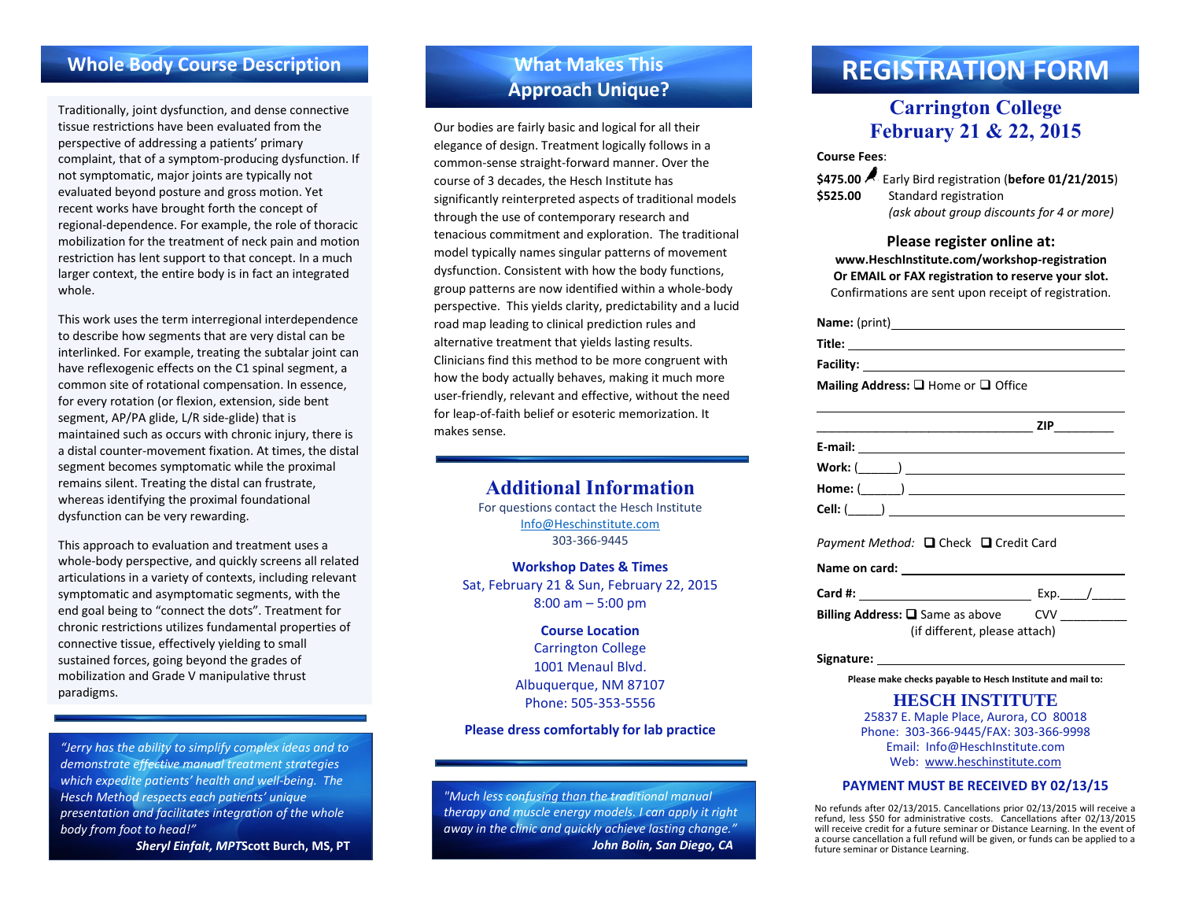## Whole Body Course Description

Traditionally, joint dysfunction, and dense connective tissue restrictions have been evaluated from the perspective of addressing a patients' primary complaint, that of a symptom-producing dysfunction. If not symptomatic, major joints are typically not evaluated beyond posture and gross motion. Yet recent works have brought forth the concept of regional-dependence. For example, the role of thoracic mobilization for the treatment of neck pain and motion restriction has lent support to that concept. In a much larger context, the entire body is in fact an integrated whole.

This work uses the term interregional interdependence to describe how segments that are very distal can be interlinked. For example, treating the subtalar joint can have reflexogenic effects on the C1 spinal segment, a common site of rotational compensation. In essence, for every rotation (or flexion, extension, side bent segment, AP/PA glide, L/R side-glide) that is maintained such as occurs with chronic injury, there is a distal counter-movement fixation. At times, the distal segment becomes symptomatic while the proximal remains silent. Treating the distal can frustrate, whereas identifying the proximal foundational dysfunction can be very rewarding.

This approach to evaluation and treatment uses a whole-body perspective, and quickly screens all related articulations in a variety of contexts, including relevant symptomatic and asymptomatic segments, with the end goal being to "connect the dots". Treatment for chronic restrictions utilizes fundamental properties of connective tissue, effectively yielding to small sustained forces, going beyond the grades of mobilization and Grade V manipulative thrust paradigms.

*"Jerry has the ability to simplify complex ideas and to demonstrate effective manual treatment strategies which expedite patients' health and well-being. The Hesch Method respects each patients' unique presentation and facilitates integration of the whole body from foot to head!"*
***Sheryl Einfalt, MPT*****Scott Burch, MS, PT**

## What Makes This Approach Unique?

Our bodies are fairly basic and logical for all their elegance of design. Treatment logically follows in a common-sense straight-forward manner. Over the course of 3 decades, the Hesch Institute has significantly reinterpreted aspects of traditional models through the use of contemporary research and tenacious commitment and exploration. The traditional model typically names singular patterns of movement dysfunction. Consistent with how the body functions, group patterns are now identified within a whole-body perspective. This yields clarity, predictability and a lucid road map leading to clinical prediction rules and alternative treatment that yields lasting results. Clinicians find this method to be more congruent with how the body actually behaves, making it much more user-friendly, relevant and effective, without the need for leap-of-faith belief or esoteric memorization. It makes sense.

## Additional Information

For questions contact the Hesch Institute
Info@Heschinstitute.com
303-366-9445

**Workshop Dates & Times**
Sat, February 21 & Sun, February 22, 2015
8:00 am – 5:00 pm

**Course Location**
Carrington College
1001 Menaul Blvd.
Albuquerque, NM 87107
Phone: 505-353-5556

**Please dress comfortably for lab practice**

*"Much less confusing than the traditional manual therapy and muscle energy models. I can apply it right away in the clinic and quickly achieve lasting change."*
***John Bolin, San Diego, CA***

# REGISTRATION FORM

## Carrington College
## February 21 & 22, 2015

**Course Fees**:

**$475.00** Early Bird registration (**before 01/21/2015**)
**$525.00** Standard registration
*(ask about group discounts for 4 or more)*

**Please register online at:**
**www.HeschInstitute.com/workshop-registration**
**Or EMAIL or FAX registration to reserve your slot.**
Confirmations are sent upon receipt of registration.

**Name:** (print)\_\_\_\_\_\_\_\_\_\_\_\_\_\_\_\_\_\_\_\_\_\_\_\_\_\_\_\_\_\_\_
**Title:** \_\_\_\_\_\_\_\_\_\_\_\_\_\_\_\_\_\_\_\_\_\_\_\_\_\_\_\_\_\_\_\_\_\_\_\_
**Facility:** \_\_\_\_\_\_\_\_\_\_\_\_\_\_\_\_\_\_\_\_\_\_\_\_\_\_\_\_\_\_\_\_\_\_
**Mailing Address:** ❑ Home or ❑ Office

\_\_\_\_\_\_\_\_\_\_\_\_\_\_\_\_\_\_\_\_\_\_\_\_\_\_\_\_\_\_\_\_\_\_\_\_\_\_\_\_\_\_\_
\_\_\_\_\_\_\_\_\_\_\_\_\_\_\_\_\_\_\_\_\_\_\_\_\_\_\_\_\_\_ **ZIP**\_\_\_\_\_\_\_\_\_
**E-mail:** \_\_\_\_\_\_\_\_\_\_\_\_\_\_\_\_\_\_\_\_\_\_\_\_\_\_\_\_\_\_\_\_\_\_\_
**Work:** (\_\_\_\_\_\_) \_\_\_\_\_\_\_\_\_\_\_\_\_\_\_\_\_\_\_\_\_\_\_\_\_\_\_\_
**Home:** (\_\_\_\_\_\_) \_\_\_\_\_\_\_\_\_\_\_\_\_\_\_\_\_\_\_\_\_\_\_\_\_\_\_
**Cell:** (\_\_\_\_\_) \_\_\_\_\_\_\_\_\_\_\_\_\_\_\_\_\_\_\_\_\_\_\_\_\_\_\_\_\_\_

*Payment Method:* ❑ Check ❑ Credit Card

**Name on card:** \_\_\_\_\_\_\_\_\_\_\_\_\_\_\_\_\_\_\_\_\_\_\_\_\_\_\_\_\_\_

**Card #:** \_\_\_\_\_\_\_\_\_\_\_\_\_\_\_\_\_\_\_\_\_\_\_\_ Exp.\_\_\_\_/\_\_\_\_\_

**Billing Address:** ❑ Same as above CVV \_\_\_\_\_\_\_\_\_\_
(if different, please attach)

**Signature:** \_\_\_\_\_\_\_\_\_\_\_\_\_\_\_\_\_\_\_\_\_\_\_\_\_\_\_\_\_\_\_\_\_\_

**Please make checks payable to Hesch Institute and mail to:**

**HESCH INSTITUTE**
25837 E. Maple Place, Aurora, CO 80018
Phone: 303-366-9445/FAX: 303-366-9998
Email: Info@HeschInstitute.com
Web: www.heschinstitute.com

**PAYMENT MUST BE RECEIVED BY 02/13/15**

No refunds after 02/13/2015. Cancellations prior 02/13/2015 will receive a refund, less $50 for administrative costs. Cancellations after 02/13/2015 will receive credit for a future seminar or Distance Learning. In the event of a course cancellation a full refund will be given, or funds can be applied to a future seminar or Distance Learning.